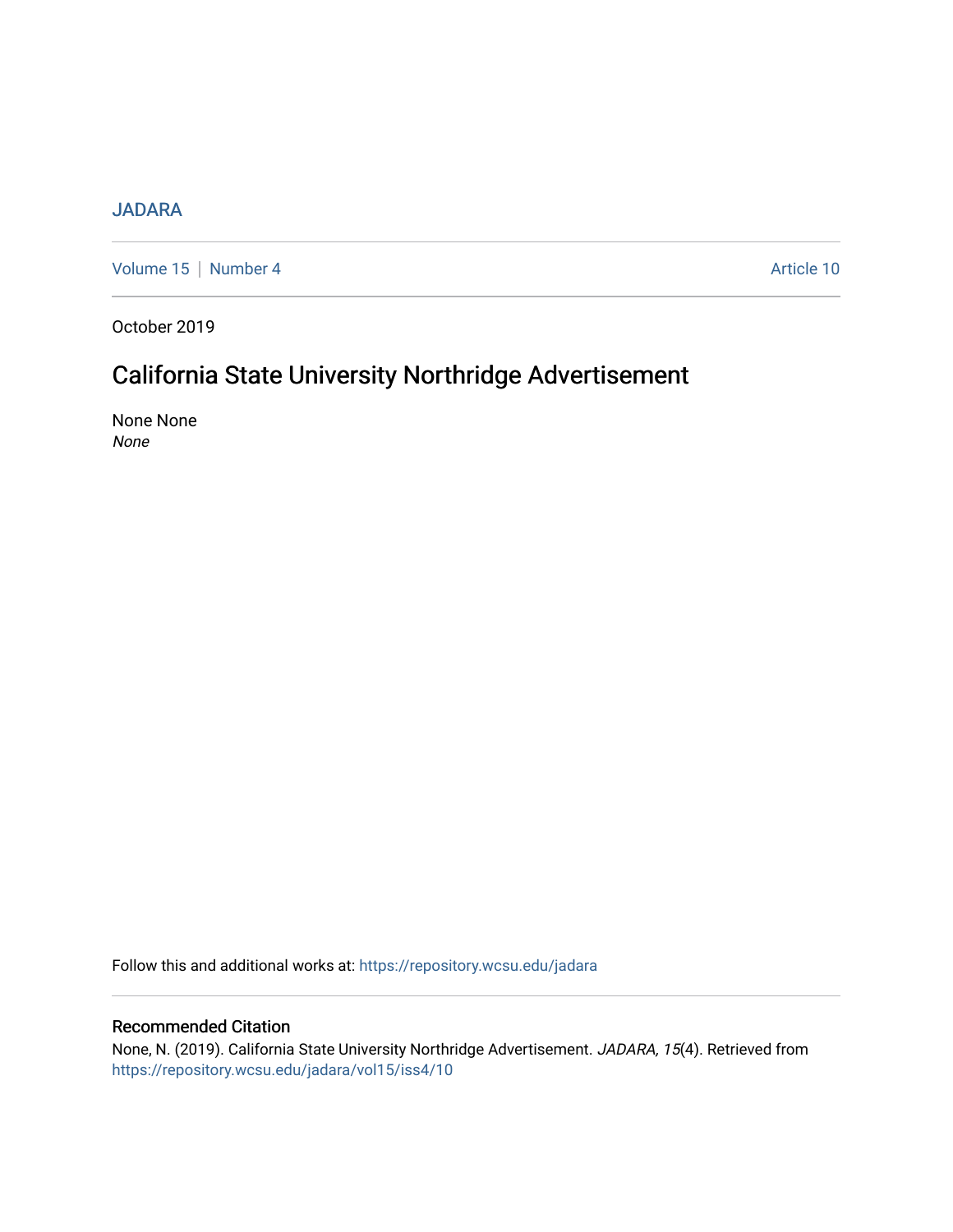JADARA

Volume 15 | Number 4 Article 10

October 2019

# California State University Northridge Advertisement

None None
*None*

Follow this and additional works at: https://repository.wcsu.edu/jadara

## Recommended Citation

None, N. (2019). California State University Northridge Advertisement. *JADARA, 15*(4). Retrieved from https://repository.wcsu.edu/jadara/vol15/iss4/10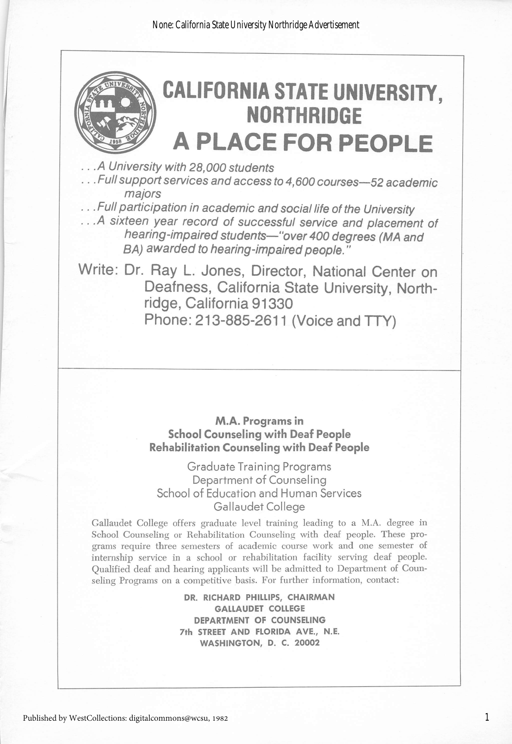# CALIFORNIA STATE UNIVERSITY, NORTHRIDGE
# A PLACE FOR PEOPLE

*...A University with 28,000 students*

*...Full support services and access to 4,600 courses—52 academic majors*

*...Full participation in academic and social life of the University*

*...A sixteen year record of successful service and placement of hearing-impaired students—"over 400 degrees (MA and BA) awarded to hearing-impaired people."*

Write: Dr. Ray L. Jones, Director, National Center on Deafness, California State University, Northridge, California 91330
Phone: 213-885-2611 (Voice and TTY)

---

**M.A. Programs in**
**School Counseling with Deaf People**
**Rehabilitation Counseling with Deaf People**

Graduate Training Programs
Department of Counseling
School of Education and Human Services
Gallaudet College

Gallaudet College offers graduate level training leading to a M.A. degree in School Counseling or Rehabilitation Counseling with deaf people. These programs require three semesters of academic course work and one semester of internship service in a school or rehabilitation facility serving deaf people. Qualified deaf and hearing applicants will be admitted to Department of Counseling Programs on a competitive basis. For further information, contact:

**DR. RICHARD PHILLIPS, CHAIRMAN**
**GALLAUDET COLLEGE**
**DEPARTMENT OF COUNSELING**
**7th STREET AND FLORIDA AVE., N.E.**
**WASHINGTON, D. C. 20002**